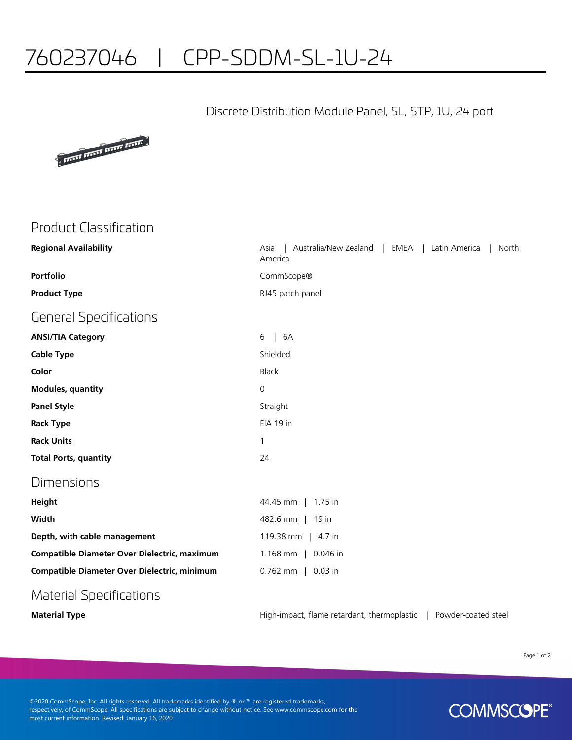# 760237046 | CPP-SDDM-SL-1U-24

Discrete Distribution Module Panel, SL, STP, 1U, 24 port

## Product Classification

| | |
|---|---|
| **Regional Availability** | Asia \| Australia/New Zealand \| EMEA \| Latin America \| North America |
| **Portfolio** | CommScope® |
| **Product Type** | RJ45 patch panel |

## General Specifications

| | |
|---|---|
| **ANSI/TIA Category** | 6 \| 6A |
| **Cable Type** | Shielded |
| **Color** | Black |
| **Modules, quantity** | 0 |
| **Panel Style** | Straight |
| **Rack Type** | EIA 19 in |
| **Rack Units** | 1 |
| **Total Ports, quantity** | 24 |

## Dimensions

| | |
|---|---|
| **Height** | 44.45 mm \| 1.75 in |
| **Width** | 482.6 mm \| 19 in |
| **Depth, with cable management** | 119.38 mm \| 4.7 in |
| **Compatible Diameter Over Dielectric, maximum** | 1.168 mm \| 0.046 in |
| **Compatible Diameter Over Dielectric, minimum** | 0.762 mm \| 0.03 in |

## Material Specifications

| | |
|---|---|
| **Material Type** | High-impact, flame retardant, thermoplastic \| Powder-coated steel |

©2020 CommScope, Inc. All rights reserved. All trademarks identified by ® or ™ are registered trademarks, respectively, of CommScope. All specifications are subject to change without notice. See www.commscope.com for the most current information. Revised: January 16, 2020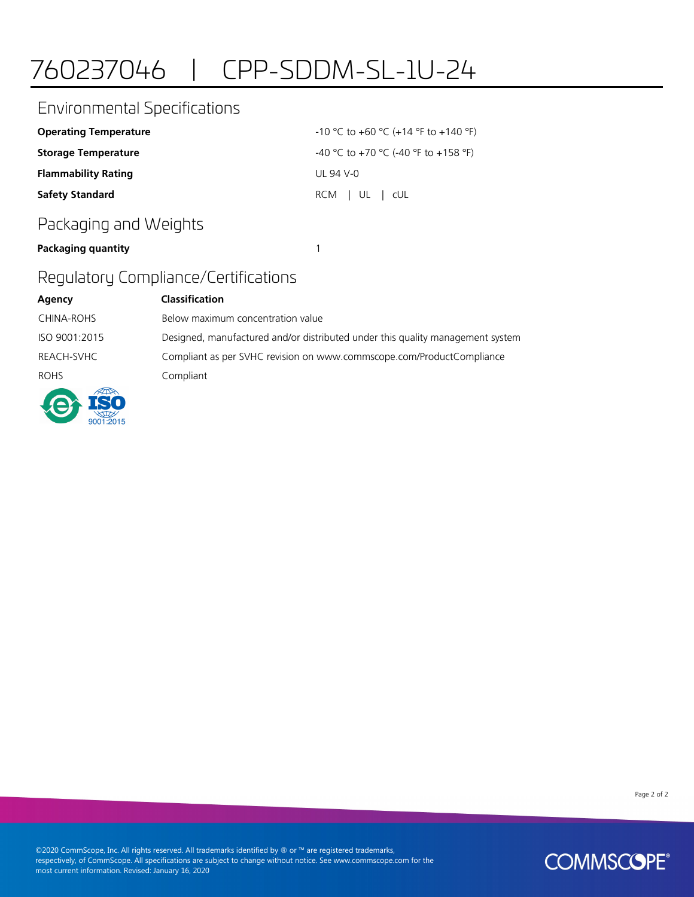# 760237046 | CPP-SDDM-SL-1U-24

## Environmental Specifications

| | |
|---|---|
| **Operating Temperature** | -10 °C to +60 °C (+14 °F to +140 °F) |
| **Storage Temperature** | -40 °C to +70 °C (-40 °F to +158 °F) |
| **Flammability Rating** | UL 94 V-0 |
| **Safety Standard** | RCM \| UL \| cUL |

## Packaging and Weights

| | |
|---|---|
| **Packaging quantity** | 1 |

## Regulatory Compliance/Certifications

| Agency | Classification |
|---|---|
| CHINA-ROHS | Below maximum concentration value |
| ISO 9001:2015 | Designed, manufactured and/or distributed under this quality management system |
| REACH-SVHC | Compliant as per SVHC revision on www.commscope.com/ProductCompliance |
| ROHS | Compliant |

©2020 CommScope, Inc. All rights reserved. All trademarks identified by ® or ™ are registered trademarks, respectively, of CommScope. All specifications are subject to change without notice. See www.commscope.com for the most current information. Revised: January 16, 2020